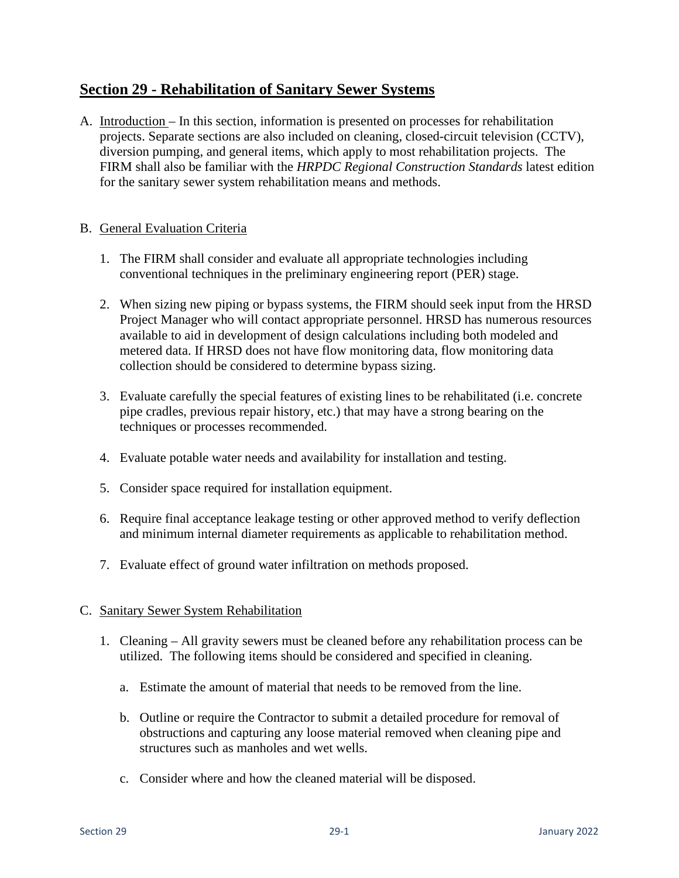## Section 29 - Rehabilitation of Sanitary Sewer Systems

A. Introduction – In this section, information is presented on processes for rehabilitation projects. Separate sections are also included on cleaning, closed-circuit television (CCTV), diversion pumping, and general items, which apply to most rehabilitation projects. The FIRM shall also be familiar with the *HRPDC Regional Construction Standards* latest edition for the sanitary sewer system rehabilitation means and methods.

B. General Evaluation Criteria

1. The FIRM shall consider and evaluate all appropriate technologies including conventional techniques in the preliminary engineering report (PER) stage.

2. When sizing new piping or bypass systems, the FIRM should seek input from the HRSD Project Manager who will contact appropriate personnel. HRSD has numerous resources available to aid in development of design calculations including both modeled and metered data. If HRSD does not have flow monitoring data, flow monitoring data collection should be considered to determine bypass sizing.

3. Evaluate carefully the special features of existing lines to be rehabilitated (i.e. concrete pipe cradles, previous repair history, etc.) that may have a strong bearing on the techniques or processes recommended.

4. Evaluate potable water needs and availability for installation and testing.

5. Consider space required for installation equipment.

6. Require final acceptance leakage testing or other approved method to verify deflection and minimum internal diameter requirements as applicable to rehabilitation method.

7. Evaluate effect of ground water infiltration on methods proposed.

C. Sanitary Sewer System Rehabilitation

1. Cleaning – All gravity sewers must be cleaned before any rehabilitation process can be utilized. The following items should be considered and specified in cleaning.

   a. Estimate the amount of material that needs to be removed from the line.

   b. Outline or require the Contractor to submit a detailed procedure for removal of obstructions and capturing any loose material removed when cleaning pipe and structures such as manholes and wet wells.

   c. Consider where and how the cleaned material will be disposed.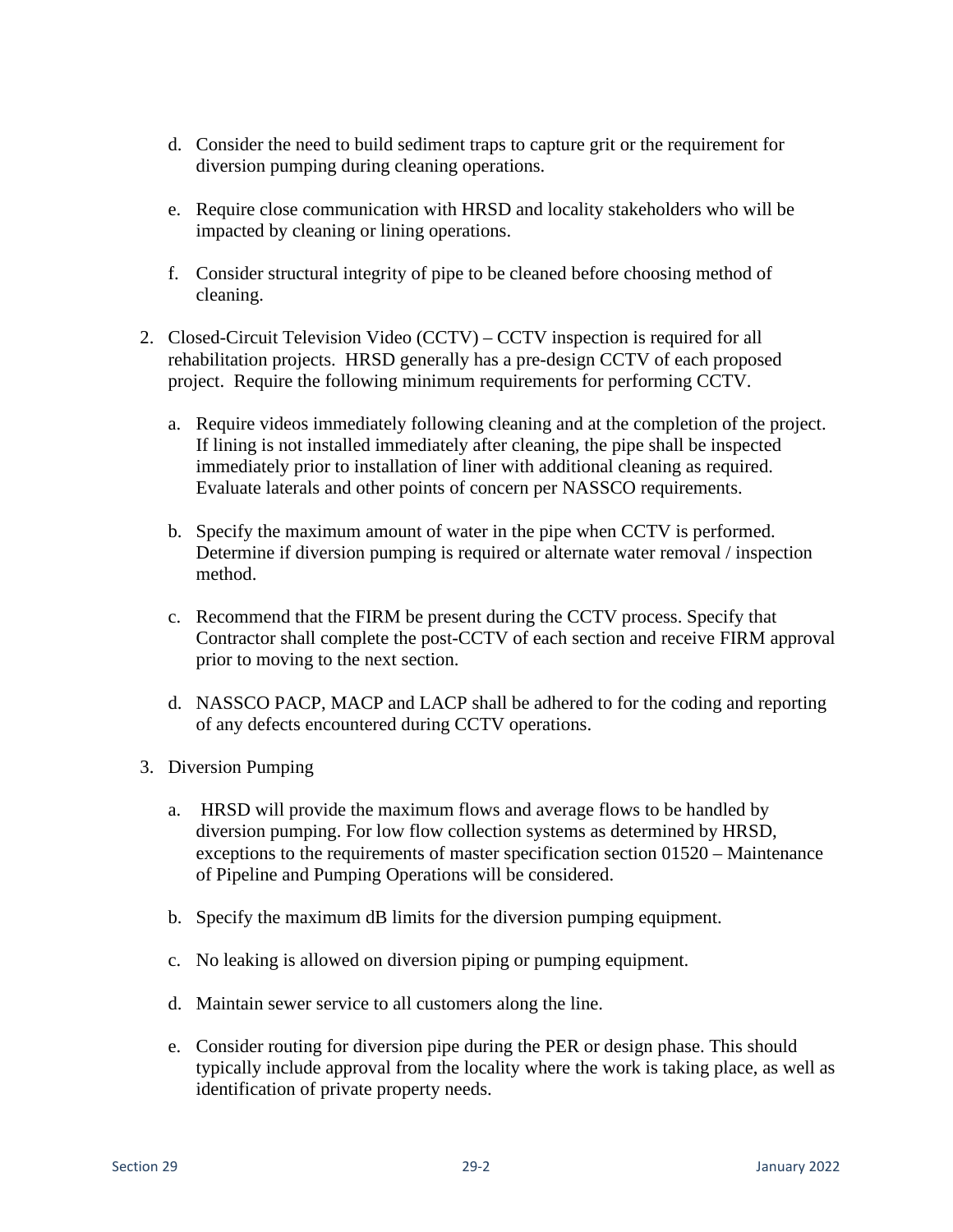d. Consider the need to build sediment traps to capture grit or the requirement for diversion pumping during cleaning operations.

e. Require close communication with HRSD and locality stakeholders who will be impacted by cleaning or lining operations.

f. Consider structural integrity of pipe to be cleaned before choosing method of cleaning.

2. Closed-Circuit Television Video (CCTV) – CCTV inspection is required for all rehabilitation projects. HRSD generally has a pre-design CCTV of each proposed project. Require the following minimum requirements for performing CCTV.

   a. Require videos immediately following cleaning and at the completion of the project. If lining is not installed immediately after cleaning, the pipe shall be inspected immediately prior to installation of liner with additional cleaning as required. Evaluate laterals and other points of concern per NASSCO requirements.

   b. Specify the maximum amount of water in the pipe when CCTV is performed. Determine if diversion pumping is required or alternate water removal / inspection method.

   c. Recommend that the FIRM be present during the CCTV process. Specify that Contractor shall complete the post-CCTV of each section and receive FIRM approval prior to moving to the next section.

   d. NASSCO PACP, MACP and LACP shall be adhered to for the coding and reporting of any defects encountered during CCTV operations.

3. Diversion Pumping

   a. HRSD will provide the maximum flows and average flows to be handled by diversion pumping. For low flow collection systems as determined by HRSD, exceptions to the requirements of master specification section 01520 – Maintenance of Pipeline and Pumping Operations will be considered.

   b. Specify the maximum dB limits for the diversion pumping equipment.

   c. No leaking is allowed on diversion piping or pumping equipment.

   d. Maintain sewer service to all customers along the line.

   e. Consider routing for diversion pipe during the PER or design phase. This should typically include approval from the locality where the work is taking place, as well as identification of private property needs.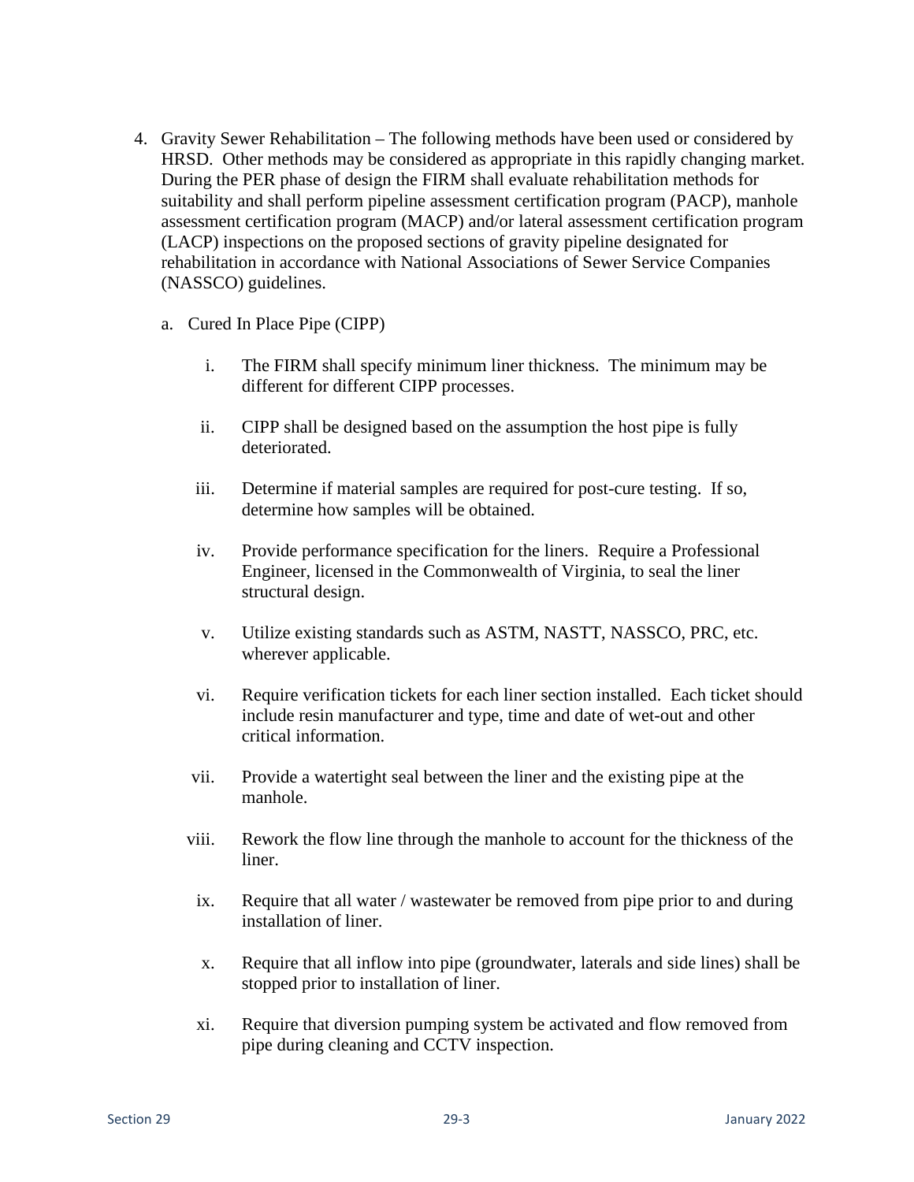4. Gravity Sewer Rehabilitation – The following methods have been used or considered by HRSD. Other methods may be considered as appropriate in this rapidly changing market. During the PER phase of design the FIRM shall evaluate rehabilitation methods for suitability and shall perform pipeline assessment certification program (PACP), manhole assessment certification program (MACP) and/or lateral assessment certification program (LACP) inspections on the proposed sections of gravity pipeline designated for rehabilitation in accordance with National Associations of Sewer Service Companies (NASSCO) guidelines.

   a. Cured In Place Pipe (CIPP)

      i. The FIRM shall specify minimum liner thickness. The minimum may be different for different CIPP processes.

      ii. CIPP shall be designed based on the assumption the host pipe is fully deteriorated.

      iii. Determine if material samples are required for post-cure testing. If so, determine how samples will be obtained.

      iv. Provide performance specification for the liners. Require a Professional Engineer, licensed in the Commonwealth of Virginia, to seal the liner structural design.

      v. Utilize existing standards such as ASTM, NASTT, NASSCO, PRC, etc. wherever applicable.

      vi. Require verification tickets for each liner section installed. Each ticket should include resin manufacturer and type, time and date of wet-out and other critical information.

      vii. Provide a watertight seal between the liner and the existing pipe at the manhole.

      viii. Rework the flow line through the manhole to account for the thickness of the liner.

      ix. Require that all water / wastewater be removed from pipe prior to and during installation of liner.

      x. Require that all inflow into pipe (groundwater, laterals and side lines) shall be stopped prior to installation of liner.

      xi. Require that diversion pumping system be activated and flow removed from pipe during cleaning and CCTV inspection.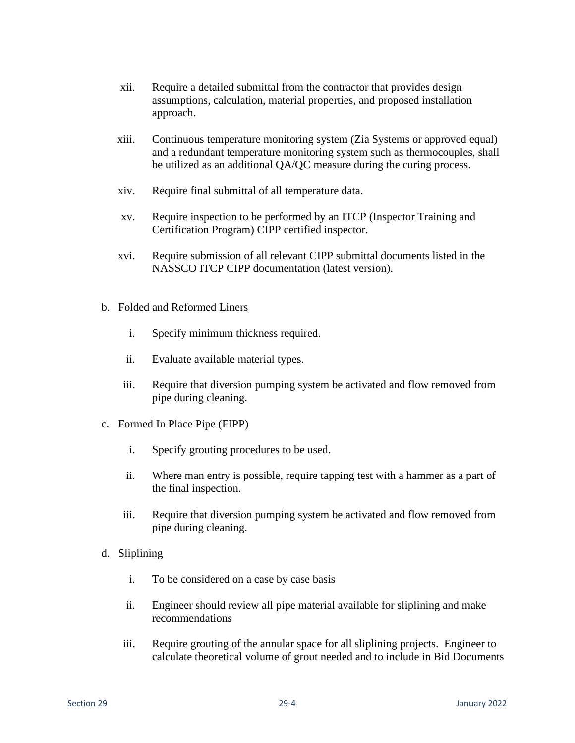- xii. Require a detailed submittal from the contractor that provides design assumptions, calculation, material properties, and proposed installation approach.

- xiii. Continuous temperature monitoring system (Zia Systems or approved equal) and a redundant temperature monitoring system such as thermocouples, shall be utilized as an additional QA/QC measure during the curing process.

- xiv. Require final submittal of all temperature data.

- xv. Require inspection to be performed by an ITCP (Inspector Training and Certification Program) CIPP certified inspector.

- xvi. Require submission of all relevant CIPP submittal documents listed in the NASSCO ITCP CIPP documentation (latest version).

b. Folded and Reformed Liners

   - i. Specify minimum thickness required.

   - ii. Evaluate available material types.

   - iii. Require that diversion pumping system be activated and flow removed from pipe during cleaning.

c. Formed In Place Pipe (FIPP)

   - i. Specify grouting procedures to be used.

   - ii. Where man entry is possible, require tapping test with a hammer as a part of the final inspection.

   - iii. Require that diversion pumping system be activated and flow removed from pipe during cleaning.

d. Sliplining

   - i. To be considered on a case by case basis

   - ii. Engineer should review all pipe material available for sliplining and make recommendations

   - iii. Require grouting of the annular space for all sliplining projects. Engineer to calculate theoretical volume of grout needed and to include in Bid Documents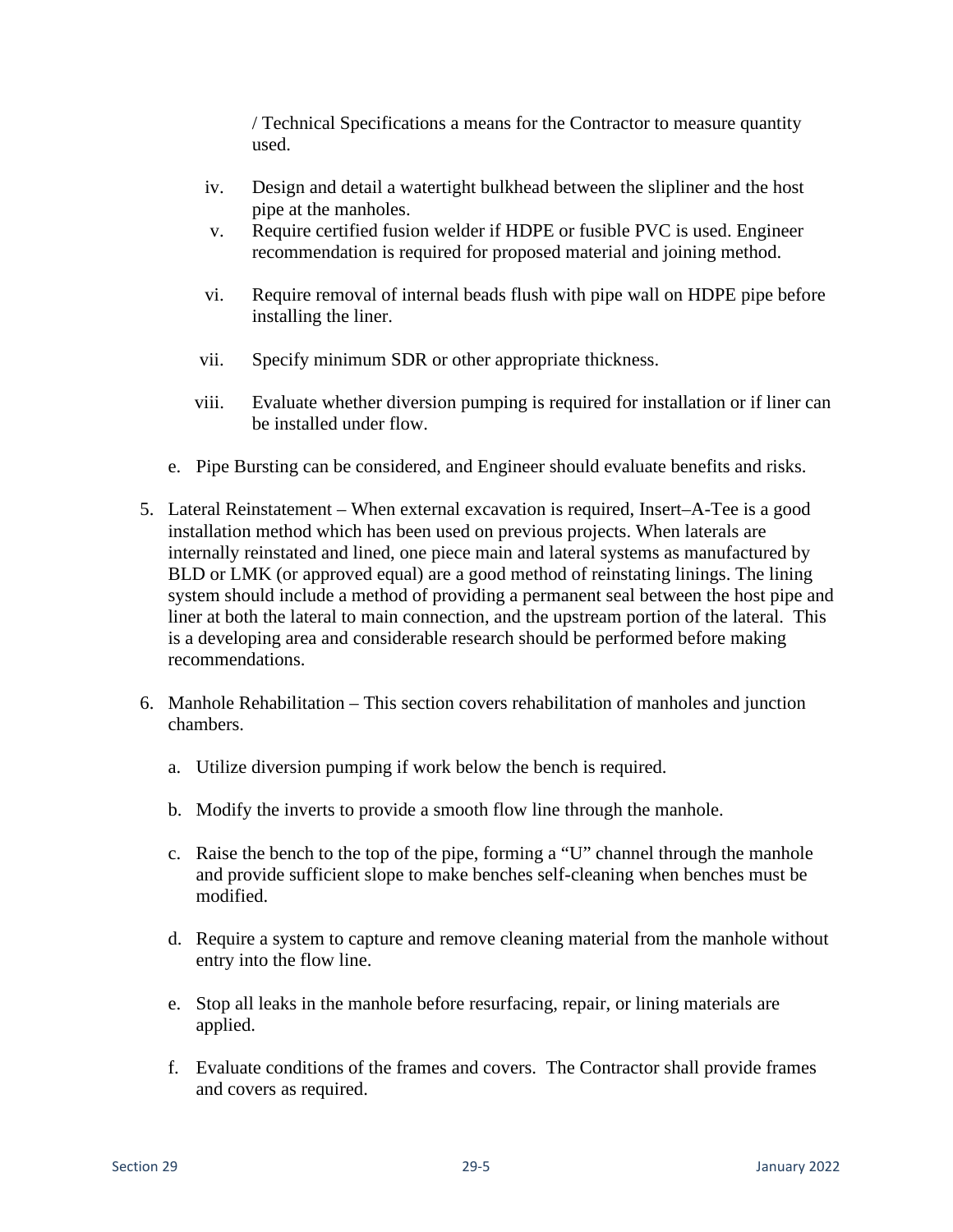/ Technical Specifications a means for the Contractor to measure quantity used.

iv. Design and detail a watertight bulkhead between the slipliner and the host pipe at the manholes.

v. Require certified fusion welder if HDPE or fusible PVC is used. Engineer recommendation is required for proposed material and joining method.

vi. Require removal of internal beads flush with pipe wall on HDPE pipe before installing the liner.

vii. Specify minimum SDR or other appropriate thickness.

viii. Evaluate whether diversion pumping is required for installation or if liner can be installed under flow.

e. Pipe Bursting can be considered, and Engineer should evaluate benefits and risks.

5. Lateral Reinstatement – When external excavation is required, Insert–A-Tee is a good installation method which has been used on previous projects. When laterals are internally reinstated and lined, one piece main and lateral systems as manufactured by BLD or LMK (or approved equal) are a good method of reinstating linings. The lining system should include a method of providing a permanent seal between the host pipe and liner at both the lateral to main connection, and the upstream portion of the lateral. This is a developing area and considerable research should be performed before making recommendations.

6. Manhole Rehabilitation – This section covers rehabilitation of manholes and junction chambers.

   a. Utilize diversion pumping if work below the bench is required.

   b. Modify the inverts to provide a smooth flow line through the manhole.

   c. Raise the bench to the top of the pipe, forming a "U" channel through the manhole and provide sufficient slope to make benches self-cleaning when benches must be modified.

   d. Require a system to capture and remove cleaning material from the manhole without entry into the flow line.

   e. Stop all leaks in the manhole before resurfacing, repair, or lining materials are applied.

   f. Evaluate conditions of the frames and covers. The Contractor shall provide frames and covers as required.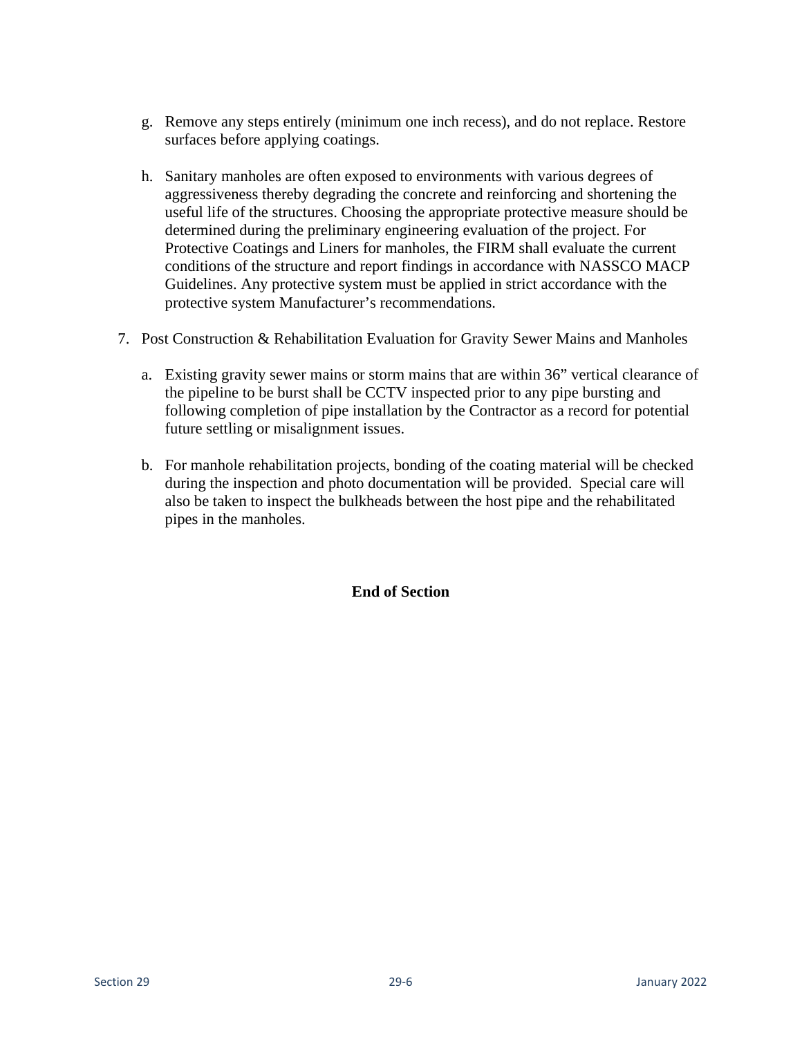g. Remove any steps entirely (minimum one inch recess), and do not replace. Restore surfaces before applying coatings.

h. Sanitary manholes are often exposed to environments with various degrees of aggressiveness thereby degrading the concrete and reinforcing and shortening the useful life of the structures. Choosing the appropriate protective measure should be determined during the preliminary engineering evaluation of the project. For Protective Coatings and Liners for manholes, the FIRM shall evaluate the current conditions of the structure and report findings in accordance with NASSCO MACP Guidelines. Any protective system must be applied in strict accordance with the protective system Manufacturer's recommendations.

7. Post Construction & Rehabilitation Evaluation for Gravity Sewer Mains and Manholes

   a. Existing gravity sewer mains or storm mains that are within 36" vertical clearance of the pipeline to be burst shall be CCTV inspected prior to any pipe bursting and following completion of pipe installation by the Contractor as a record for potential future settling or misalignment issues.

   b. For manhole rehabilitation projects, bonding of the coating material will be checked during the inspection and photo documentation will be provided. Special care will also be taken to inspect the bulkheads between the host pipe and the rehabilitated pipes in the manholes.

**End of Section**